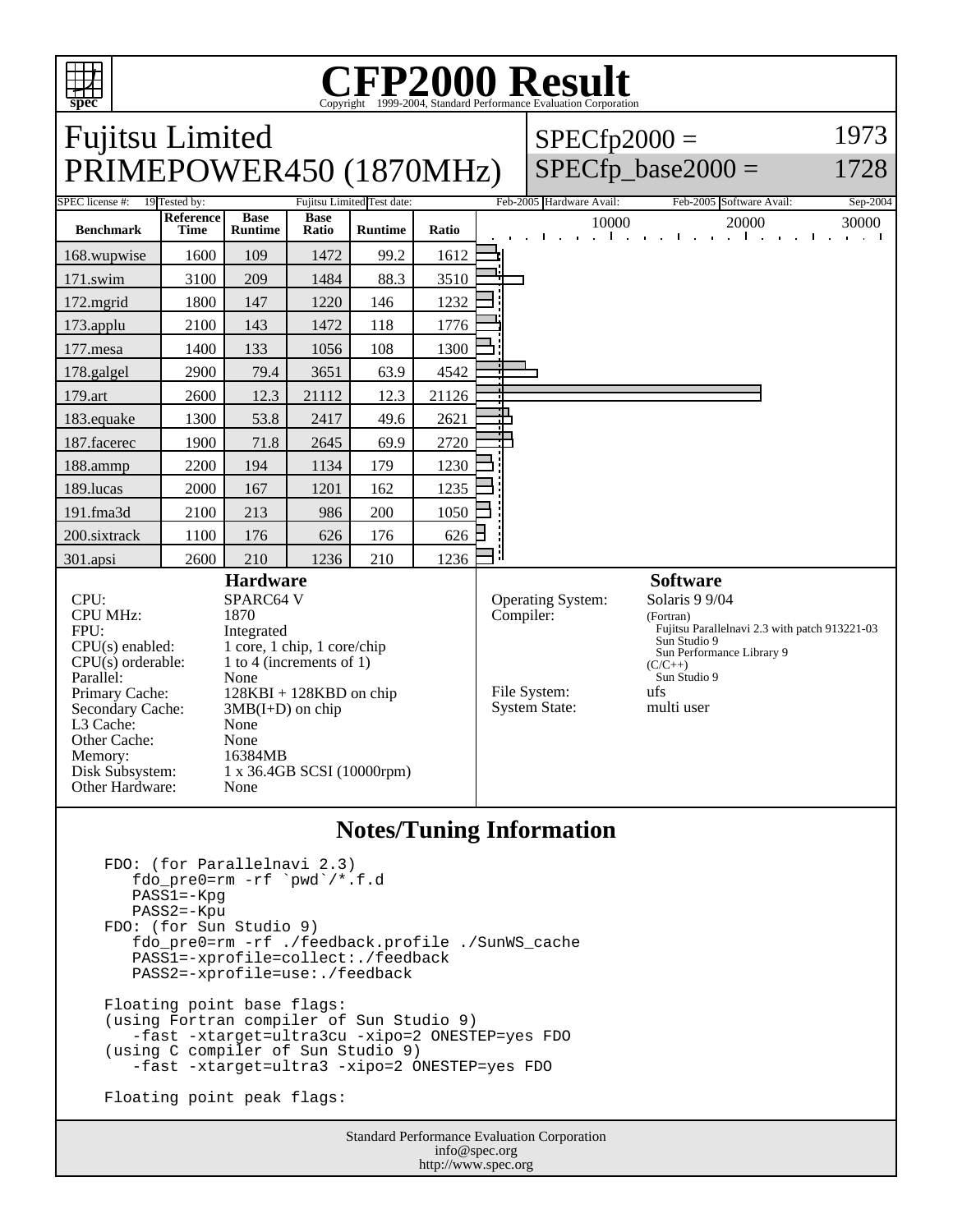# CFP2000 Result

Copyright 1999-2004, Standard Performance Evaluation Corporation

## Fujitsu Limited
## PRIMEPOWER450 (1870MHz)

SPECfp2000 = 1973
SPECfp_base2000 = 1728

SPEC license #: 19 | Tested by: Fujitsu Limited | Test date: Feb-2005 | Hardware Avail: Feb-2005 | Software Avail: Sep-2004

| Benchmark | Reference Time | Base Runtime | Base Ratio | Runtime | Ratio |
|---|---|---|---|---|---|
| 168.wupwise | 1600 | 109 | 1472 | 99.2 | 1612 |
| 171.swim | 3100 | 209 | 1484 | 88.3 | 3510 |
| 172.mgrid | 1800 | 147 | 1220 | 146 | 1232 |
| 173.applu | 2100 | 143 | 1472 | 118 | 1776 |
| 177.mesa | 1400 | 133 | 1056 | 108 | 1300 |
| 178.galgel | 2900 | 79.4 | 3651 | 63.9 | 4542 |
| 179.art | 2600 | 12.3 | 21112 | 12.3 | 21126 |
| 183.equake | 1300 | 53.8 | 2417 | 49.6 | 2621 |
| 187.facerec | 1900 | 71.8 | 2645 | 69.9 | 2720 |
| 188.ammp | 2200 | 194 | 1134 | 179 | 1230 |
| 189.lucas | 2000 | 167 | 1201 | 162 | 1235 |
| 191.fma3d | 2100 | 213 | 986 | 200 | 1050 |
| 200.sixtrack | 1100 | 176 | 626 | 176 | 626 |
| 301.apsi | 2600 | 210 | 1236 | 210 | 1236 |

### Hardware

- CPU: SPARC64 V
- CPU MHz: 1870
- FPU: Integrated
- CPU(s) enabled: 1 core, 1 chip, 1 core/chip
- CPU(s) orderable: 1 to 4 (increments of 1)
- Parallel: None
- Primary Cache: 128KBI + 128KBD on chip
- Secondary Cache: 3MB(I+D) on chip
- L3 Cache: None
- Other Cache: None
- Memory: 16384MB
- Disk Subsystem: 1 x 36.4GB SCSI (10000rpm)
- Other Hardware: None

### Software

- Operating System: Solaris 9 9/04
- Compiler: (Fortran) Fujitsu Parallelnavi 2.3 with patch 913221-03, Sun Studio 9, Sun Performance Library 9; (C/C++) Sun Studio 9
- File System: ufs
- System State: multi user

## Notes/Tuning Information

```
FDO: (for Parallelnavi 2.3)
   fdo_pre0=rm -rf `pwd`/*.f.d
   PASS1=-Kpg
   PASS2=-Kpu
FDO: (for Sun Studio 9)
   fdo_pre0=rm -rf ./feedback.profile ./SunWS_cache
   PASS1=-xprofile=collect:./feedback
   PASS2=-xprofile=use:./feedback

Floating point base flags:
(using Fortran compiler of Sun Studio 9)
   -fast -xtarget=ultra3cu -xipo=2 ONESTEP=yes FDO
(using C compiler of Sun Studio 9)
   -fast -xtarget=ultra3 -xipo=2 ONESTEP=yes FDO

Floating point peak flags:
```

Standard Performance Evaluation Corporation
info@spec.org
http://www.spec.org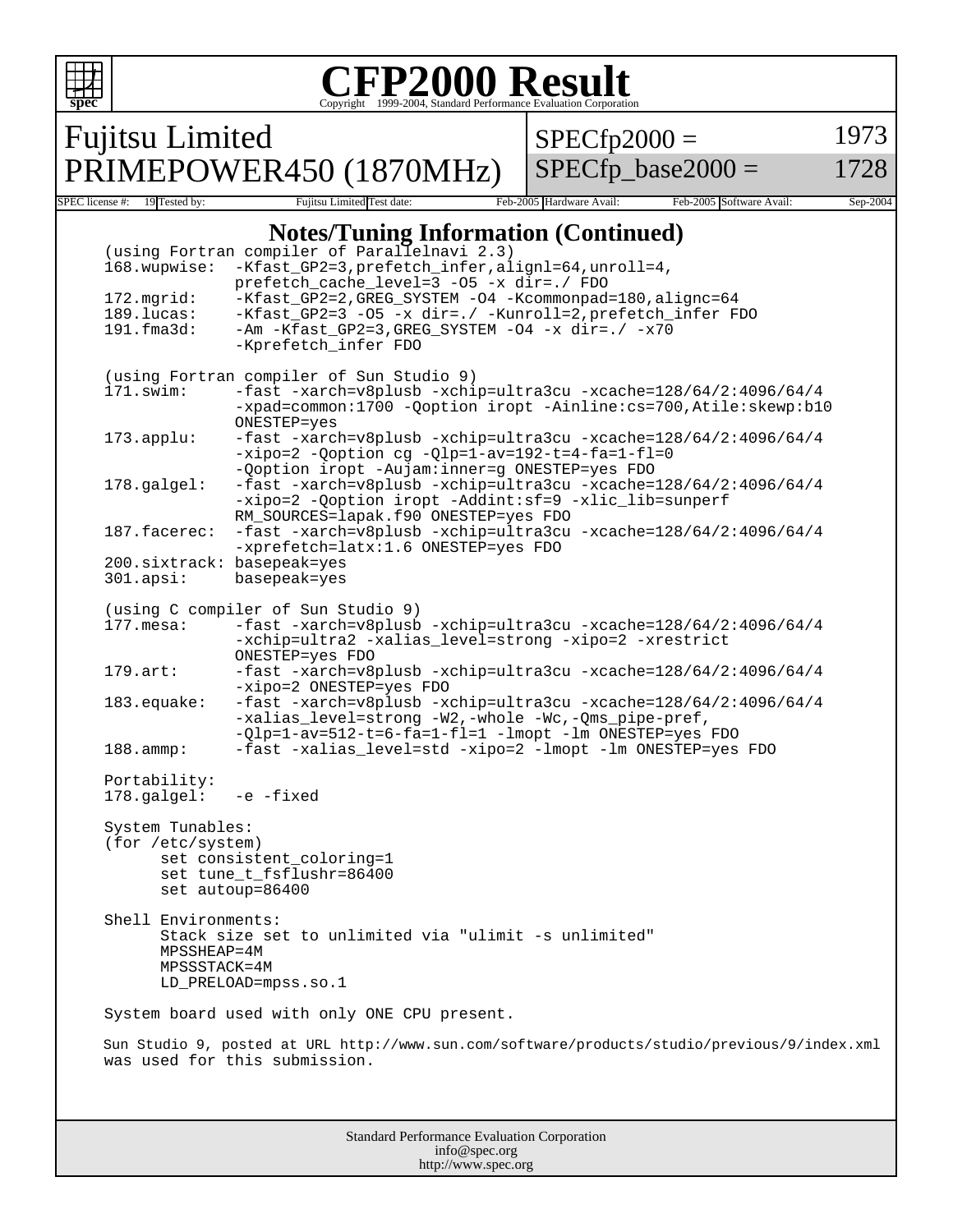# CFP2000 Result

Copyright 1999-2004, Standard Performance Evaluation Corporation

## Fujitsu Limited
## PRIMEPOWER450 (1870MHz)

| | |
|---|---|
| SPECfp2000 = | 1973 |
| SPECfp_base2000 = | 1728 |

SPEC license #: 19 Tested by: Fujitsu Limited Test date: Feb-2005 Hardware Avail: Feb-2005 Software Avail: Sep-2004

### Notes/Tuning Information (Continued)

```
(using Fortran compiler of Parallelnavi 2.3)
168.wupwise:  -Kfast_GP2=3,prefetch_infer,alignl=64,unroll=4,
              prefetch_cache_level=3 -O5 -x dir=./ FDO
172.mgrid:    -Kfast_GP2=2,GREG_SYSTEM -O4 -Kcommonpad=180,alignc=64
189.lucas:    -Kfast_GP2=3 -O5 -x dir=./ -Kunroll=2,prefetch_infer FDO
191.fma3d:    -Am -Kfast_GP2=3,GREG_SYSTEM -O4 -x dir=./ -x70
              -Kprefetch_infer FDO

(using Fortran compiler of Sun Studio 9)
171.swim:     -fast -xarch=v8plusb -xchip=ultra3cu -xcache=128/64/2:4096/64/4
              -xpad=common:1700 -Qoption iropt -Ainline:cs=700,Atile:skewp:b10
              ONESTEP=yes
173.applu:    -fast -xarch=v8plusb -xchip=ultra3cu -xcache=128/64/2:4096/64/4
              -xipo=2 -Qoption cg -Qlp=1-av=192-t=4-fa=1-fl=0
              -Qoption iropt -Aujam:inner=g ONESTEP=yes FDO
178.galgel:   -fast -xarch=v8plusb -xchip=ultra3cu -xcache=128/64/2:4096/64/4
              -xipo=2 -Qoption iropt -Addint:sf=9 -xlic_lib=sunperf
              RM_SOURCES=lapak.f90 ONESTEP=yes FDO
187.facerec:  -fast -xarch=v8plusb -xchip=ultra3cu -xcache=128/64/2:4096/64/4
              -xprefetch=latx:1.6 ONESTEP=yes FDO
200.sixtrack: basepeak=yes
301.apsi:     basepeak=yes

(using C compiler of Sun Studio 9)
177.mesa:     -fast -xarch=v8plusb -xchip=ultra3cu -xcache=128/64/2:4096/64/4
              -xchip=ultra2 -xalias_level=strong -xipo=2 -xrestrict
              ONESTEP=yes FDO
179.art:      -fast -xarch=v8plusb -xchip=ultra3cu -xcache=128/64/2:4096/64/4
              -xipo=2 ONESTEP=yes FDO
183.equake:   -fast -xarch=v8plusb -xchip=ultra3cu -xcache=128/64/2:4096/64/4
              -xalias_level=strong -W2,-whole -Wc,-Qms_pipe-pref,
              -Qlp=1-av=512-t=6-fa=1-fl=1 -lmopt -lm ONESTEP=yes FDO
188.ammp:     -fast -xalias_level=std -xipo=2 -lmopt -lm ONESTEP=yes FDO

Portability:
178.galgel:   -e -fixed

System Tunables:
(for /etc/system)
      set consistent_coloring=1
      set tune_t_fsflushr=86400
      set autoup=86400

Shell Environments:
      Stack size set to unlimited via "ulimit -s unlimited"
      MPSSHEAP=4M
      MPSSSTACK=4M
      LD_PRELOAD=mpss.so.1

System board used with only ONE CPU present.

Sun Studio 9, posted at URL http://www.sun.com/software/products/studio/previous/9/index.xml
was used for this submission.
```

Standard Performance Evaluation Corporation
info@spec.org
http://www.spec.org